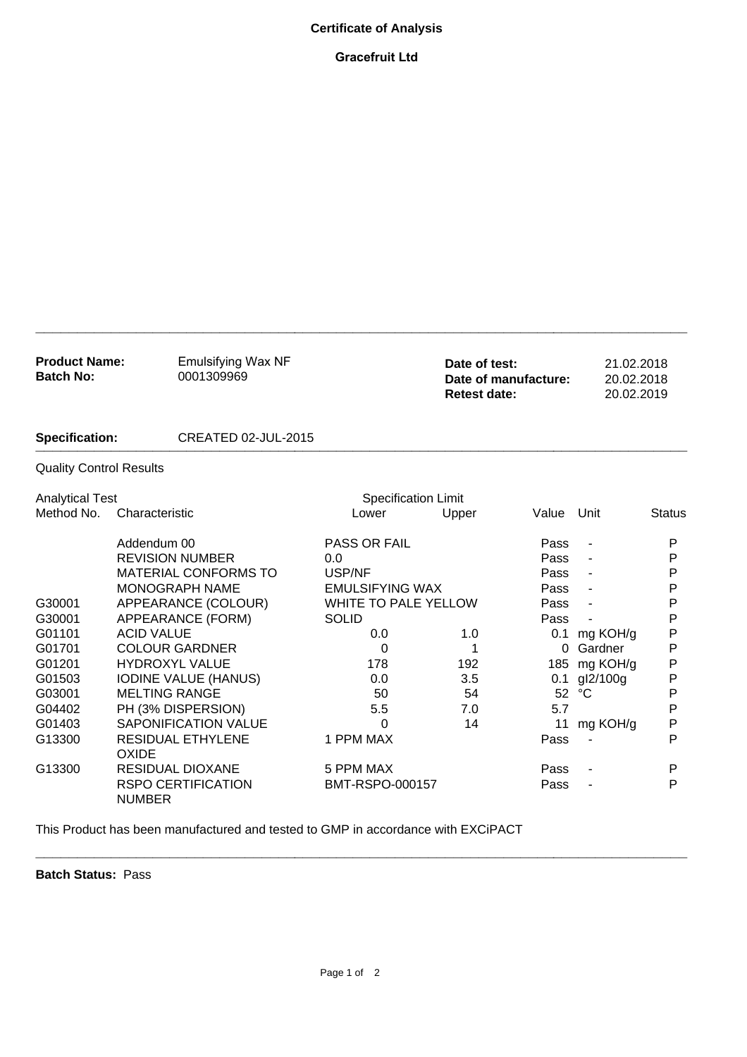# Certificate of Analysis

## Gracefruit Ltd

**Product Name:** Emulsifying Wax NF
**Batch No:** 0001309969

**Date of test:** 21.02.2018
**Date of manufacture:** 20.02.2018
**Retest date:** 20.02.2019

**Specification:** CREATED 02-JUL-2015

Quality Control Results

| Analytical Test Method No. | Characteristic | Specification Limit Lower | Specification Limit Upper | Value | Unit | Status |
|---|---|---|---|---|---|---|
| | Addendum 00 | PASS OR FAIL | | Pass | - | P |
| | REVISION NUMBER | 0.0 | | Pass | - | P |
| | MATERIAL CONFORMS TO | USP/NF | | Pass | - | P |
| | MONOGRAPH NAME | EMULSIFYING WAX | | Pass | - | P |
| G30001 | APPEARANCE (COLOUR) | WHITE TO PALE YELLOW | | Pass | - | P |
| G30001 | APPEARANCE (FORM) | SOLID | | Pass | - | P |
| G01101 | ACID VALUE | 0.0 | 1.0 | 0.1 | mg KOH/g | P |
| G01701 | COLOUR GARDNER | 0 | 1 | 0 | Gardner | P |
| G01201 | HYDROXYL VALUE | 178 | 192 | 185 | mg KOH/g | P |
| G01503 | IODINE VALUE (HANUS) | 0.0 | 3.5 | 0.1 | gI2/100g | P |
| G03001 | MELTING RANGE | 50 | 54 | 52 | °C | P |
| G04402 | PH (3% DISPERSION) | 5.5 | 7.0 | 5.7 | | P |
| G01403 | SAPONIFICATION VALUE | 0 | 14 | 11 | mg KOH/g | P |
| G13300 | RESIDUAL ETHYLENE OXIDE | 1 PPM MAX | | Pass | - | P |
| G13300 | RESIDUAL DIOXANE | 5 PPM MAX | | Pass | - | P |
| | RSPO CERTIFICATION NUMBER | BMT-RSPO-000157 | | Pass | - | P |

This Product has been manufactured and tested to GMP in accordance with EXCiPACT

**Batch Status:** Pass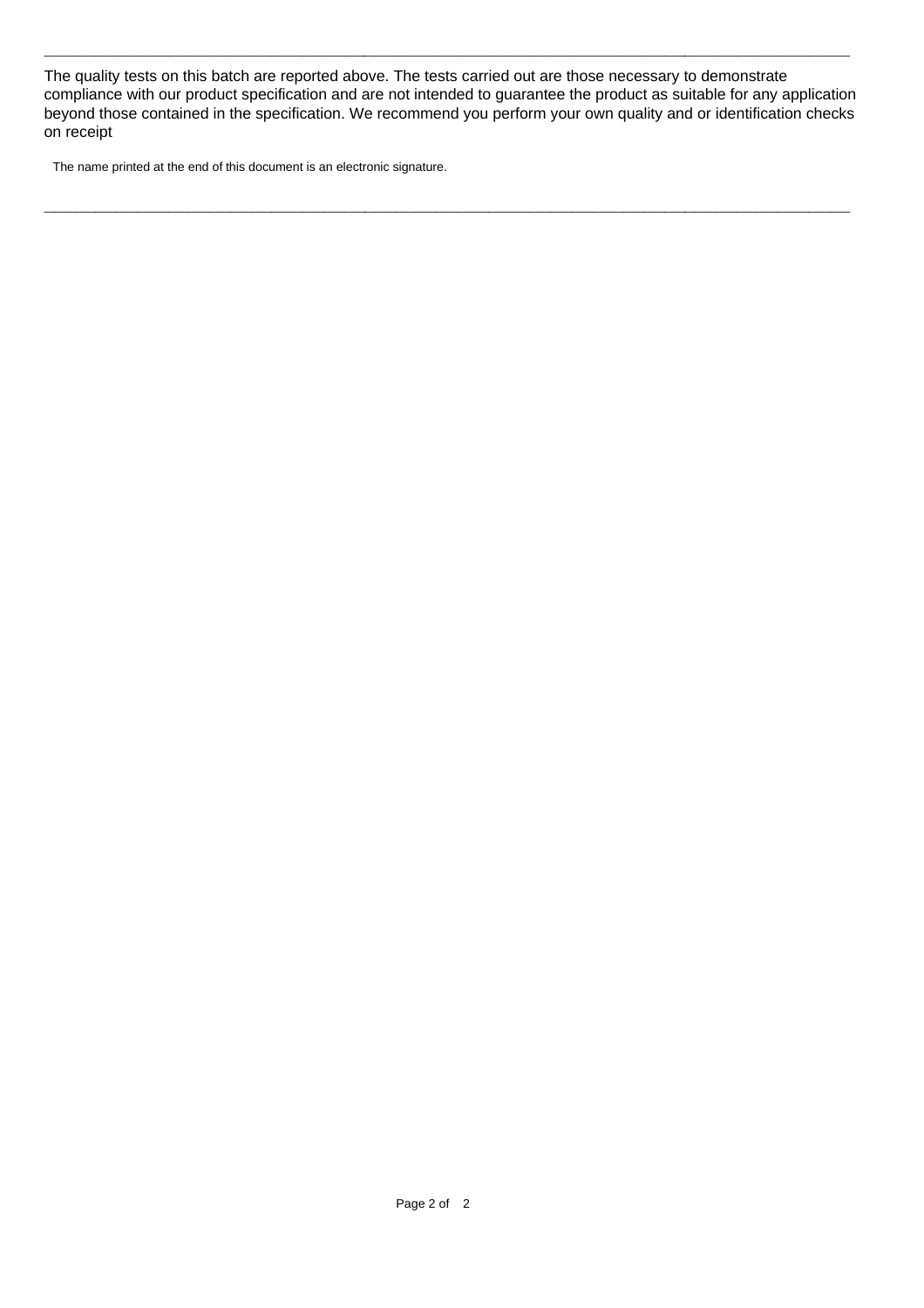---

The quality tests on this batch are reported above. The tests carried out are those necessary to demonstrate compliance with our product specification and are not intended to guarantee the product as suitable for any application beyond those contained in the specification. We recommend you perform your own quality and or identification checks on receipt

The name printed at the end of this document is an electronic signature.

---